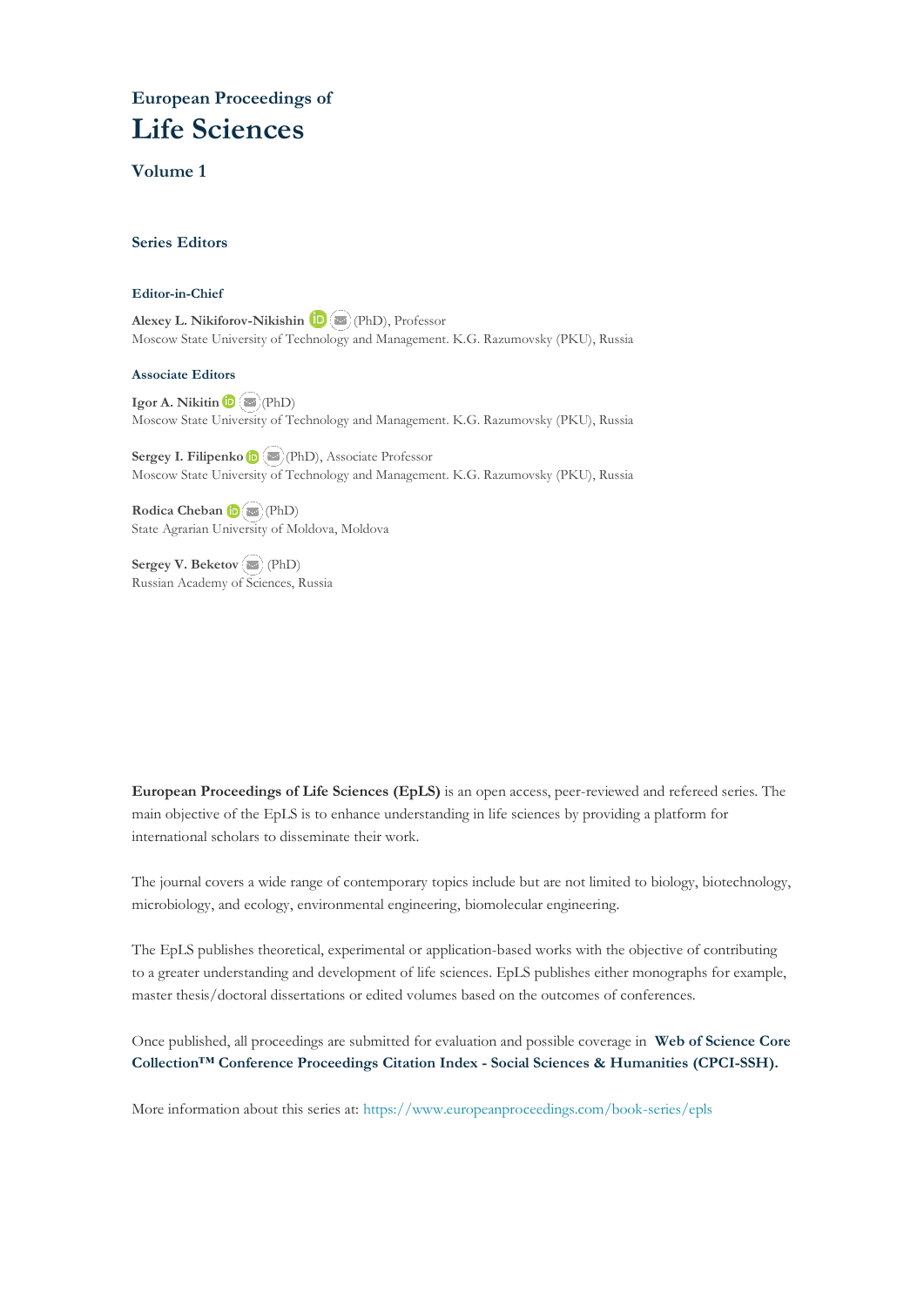### European Proceedings of

# Life Sciences

## Volume 1

### Series Editors

#### Editor-in-Chief

**Alexey L. Nikiforov-Nikishin** (PhD), Professor
Moscow State University of Technology and Management. K.G. Razumovsky (PKU), Russia

#### Associate Editors

**Igor A. Nikitin** (PhD)
Moscow State University of Technology and Management. K.G. Razumovsky (PKU), Russia

**Sergey I. Filipenko** (PhD), Associate Professor
Moscow State University of Technology and Management. K.G. Razumovsky (PKU), Russia

**Rodica Cheban** (PhD)
State Agrarian University of Moldova, Moldova

**Sergey V. Beketov** (PhD)
Russian Academy of Sciences, Russia

**European Proceedings of Life Sciences (EpLS)** is an open access, peer-reviewed and refereed series. The main objective of the EpLS is to enhance understanding in life sciences by providing a platform for international scholars to disseminate their work.

The journal covers a wide range of contemporary topics include but are not limited to biology, biotechnology, microbiology, and ecology, environmental engineering, biomolecular engineering.

The EpLS publishes theoretical, experimental or application-based works with the objective of contributing to a greater understanding and development of life sciences. EpLS publishes either monographs for example, master thesis/doctoral dissertations or edited volumes based on the outcomes of conferences.

Once published, all proceedings are submitted for evaluation and possible coverage in **Web of Science Core Collection™ Conference Proceedings Citation Index - Social Sciences & Humanities (CPCI-SSH).**

More information about this series at: https://www.europeanproceedings.com/book-series/epls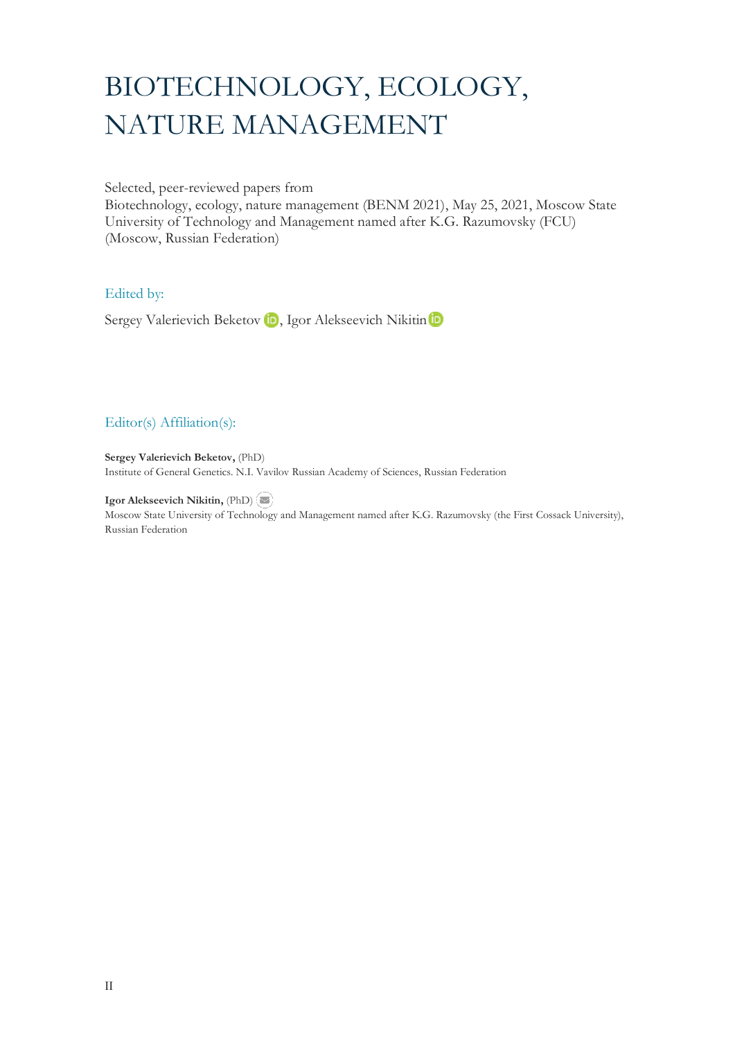# BIOTECHNOLOGY, ECOLOGY, NATURE MANAGEMENT

Selected, peer-reviewed papers from
Biotechnology, ecology, nature management (BENM 2021), May 25, 2021, Moscow State University of Technology and Management named after K.G. Razumovsky (FCU) (Moscow, Russian Federation)

## Edited by:

Sergey Valerievich Beketov, Igor Alekseevich Nikitin

## Editor(s) Affiliation(s):

**Sergey Valerievich Beketov,** (PhD)
Institute of General Genetics. N.I. Vavilov Russian Academy of Sciences, Russian Federation

**Igor Alekseevich Nikitin,** (PhD)
Moscow State University of Technology and Management named after K.G. Razumovsky (the First Cossack University), Russian Federation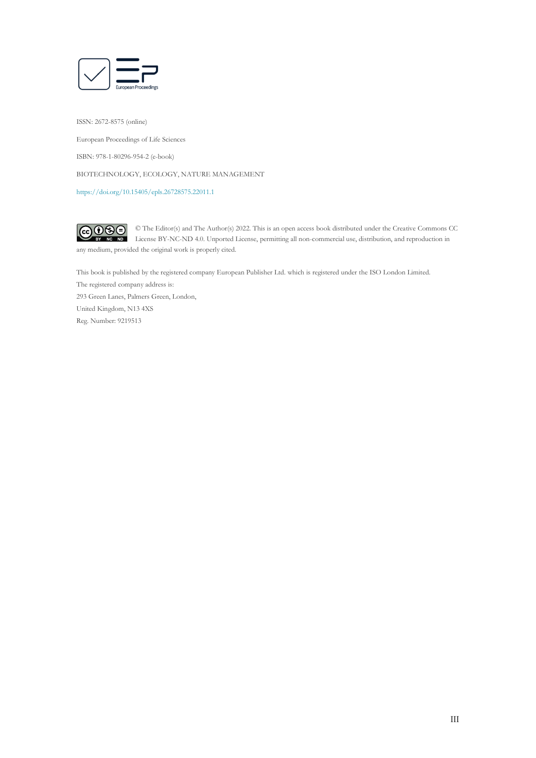ISSN: 2672-8575 (online)

European Proceedings of Life Sciences

ISBN: 978-1-80296-954-2 (e-book)

BIOTECHNOLOGY, ECOLOGY, NATURE MANAGEMENT

https://doi.org/10.15405/epls.26728575.22011.1

© The Editor(s) and The Author(s) 2022. This is an open access book distributed under the Creative Commons CC License BY-NC-ND 4.0. Unported License, permitting all non-commercial use, distribution, and reproduction in any medium, provided the original work is properly cited.

This book is published by the registered company European Publisher Ltd. which is registered under the ISO London Limited.
The registered company address is:
293 Green Lanes, Palmers Green, London,
United Kingdom, N13 4XS
Reg. Number: 9219513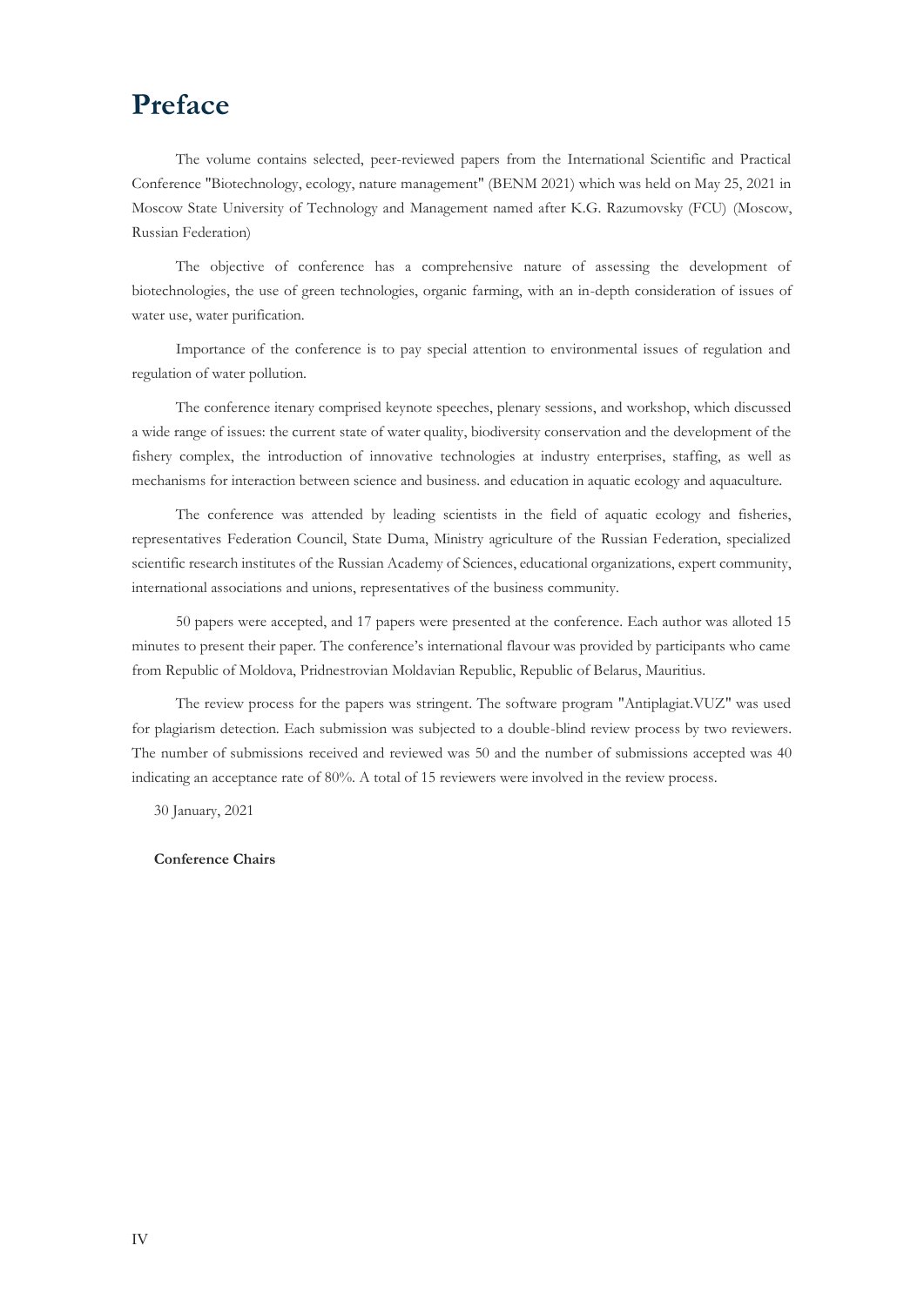# Preface

The volume contains selected, peer-reviewed papers from the International Scientific and Practical Conference "Biotechnology, ecology, nature management" (BENM 2021) which was held on May 25, 2021 in Moscow State University of Technology and Management named after K.G. Razumovsky (FCU) (Moscow, Russian Federation)

The objective of conference has a comprehensive nature of assessing the development of biotechnologies, the use of green technologies, organic farming, with an in-depth consideration of issues of water use, water purification.

Importance of the conference is to pay special attention to environmental issues of regulation and regulation of water pollution.

The conference itenary comprised keynote speeches, plenary sessions, and workshop, which discussed a wide range of issues: the current state of water quality, biodiversity conservation and the development of the fishery complex, the introduction of innovative technologies at industry enterprises, staffing, as well as mechanisms for interaction between science and business. and education in aquatic ecology and aquaculture.

The conference was attended by leading scientists in the field of aquatic ecology and fisheries, representatives Federation Council, State Duma, Ministry agriculture of the Russian Federation, specialized scientific research institutes of the Russian Academy of Sciences, educational organizations, expert community, international associations and unions, representatives of the business community.

50 papers were accepted, and 17 papers were presented at the conference. Each author was alloted 15 minutes to present their paper. The conference's international flavour was provided by participants who came from Republic of Moldova, Pridnestrovian Moldavian Republic, Republic of Belarus, Mauritius.

The review process for the papers was stringent. The software program "Antiplagiat.VUZ" was used for plagiarism detection. Each submission was subjected to a double-blind review process by two reviewers. The number of submissions received and reviewed was 50 and the number of submissions accepted was 40 indicating an acceptance rate of 80%. A total of 15 reviewers were involved in the review process.

30 January, 2021

**Conference Chairs**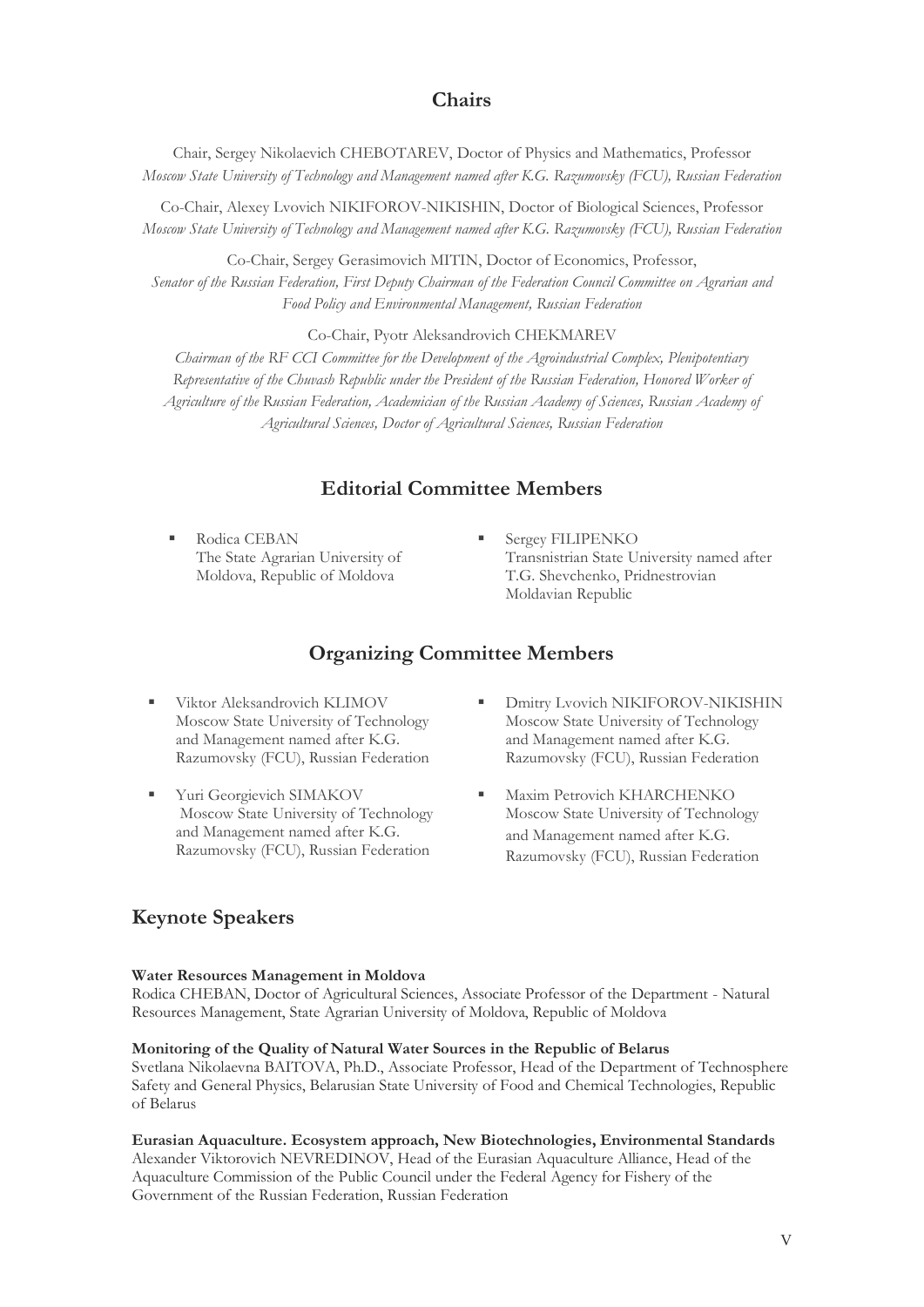## Chairs

Chair, Sergey Nikolaevich CHEBOTAREV, Doctor of Physics and Mathematics, Professor
*Moscow State University of Technology and Management named after K.G. Razumovsky (FCU), Russian Federation*

Co-Chair, Alexey Lvovich NIKIFOROV-NIKISHIN, Doctor of Biological Sciences, Professor
*Moscow State University of Technology and Management named after K.G. Razumovsky (FCU), Russian Federation*

Co-Chair, Sergey Gerasimovich MITIN, Doctor of Economics, Professor,
*Senator of the Russian Federation, First Deputy Chairman of the Federation Council Committee on Agrarian and Food Policy and Environmental Management, Russian Federation*

Co-Chair, Pyotr Aleksandrovich CHEKMAREV
*Chairman of the RF CCI Committee for the Development of the Agroindustrial Complex, Plenipotentiary Representative of the Chuvash Republic under the President of the Russian Federation, Honored Worker of Agriculture of the Russian Federation, Academician of the Russian Academy of Sciences, Russian Academy of Agricultural Sciences, Doctor of Agricultural Sciences, Russian Federation*

## Editorial Committee Members

- Rodica CEBAN
  The State Agrarian University of Moldova, Republic of Moldova
- Sergey FILIPENKO
  Transnistrian State University named after T.G. Shevchenko, Pridnestrovian Moldavian Republic

## Organizing Committee Members

- Viktor Aleksandrovich KLIMOV
  Moscow State University of Technology and Management named after K.G. Razumovsky (FCU), Russian Federation
- Yuri Georgievich SIMAKOV
  Moscow State University of Technology and Management named after K.G. Razumovsky (FCU), Russian Federation
- Dmitry Lvovich NIKIFOROV-NIKISHIN
  Moscow State University of Technology and Management named after K.G. Razumovsky (FCU), Russian Federation
- Maxim Petrovich KHARCHENKO
  Moscow State University of Technology and Management named after K.G. Razumovsky (FCU), Russian Federation

## Keynote Speakers

**Water Resources Management in Moldova**
Rodica CHEBAN, Doctor of Agricultural Sciences, Associate Professor of the Department - Natural Resources Management, State Agrarian University of Moldova, Republic of Moldova

**Monitoring of the Quality of Natural Water Sources in the Republic of Belarus**
Svetlana Nikolaevna BAITOVA, Ph.D., Associate Professor, Head of the Department of Technosphere Safety and General Physics, Belarusian State University of Food and Chemical Technologies, Republic of Belarus

**Eurasian Aquaculture. Ecosystem approach, New Biotechnologies, Environmental Standards**
Alexander Viktorovich NEVREDINOV, Head of the Eurasian Aquaculture Alliance, Head of the Aquaculture Commission of the Public Council under the Federal Agency for Fishery of the Government of the Russian Federation, Russian Federation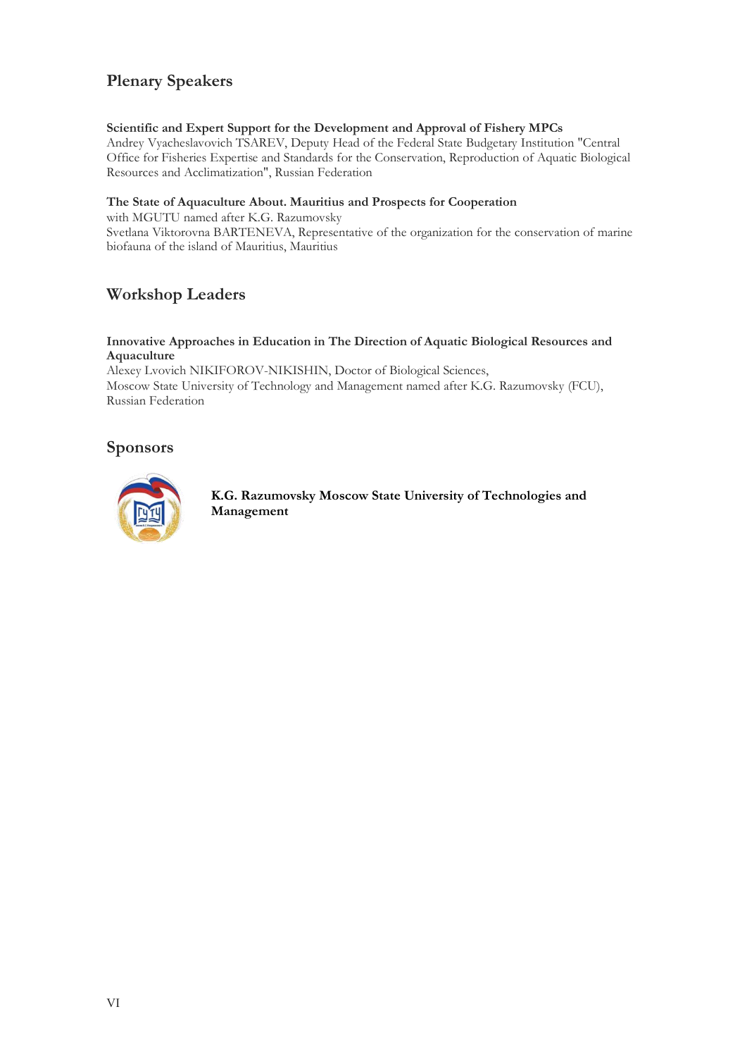## Plenary Speakers

**Scientific and Expert Support for the Development and Approval of Fishery MPCs**
Andrey Vyacheslavovich TSAREV, Deputy Head of the Federal State Budgetary Institution "Central Office for Fisheries Expertise and Standards for the Conservation, Reproduction of Aquatic Biological Resources and Acclimatization", Russian Federation

**The State of Aquaculture About. Mauritius and Prospects for Cooperation**
with MGUTU named after K.G. Razumovsky
Svetlana Viktorovna BARTENEVA, Representative of the organization for the conservation of marine biofauna of the island of Mauritius, Mauritius

## Workshop Leaders

**Innovative Approaches in Education in The Direction of Aquatic Biological Resources and Aquaculture**
Alexey Lvovich NIKIFOROV-NIKISHIN, Doctor of Biological Sciences,
Moscow State University of Technology and Management named after K.G. Razumovsky (FCU), Russian Federation

## Sponsors

**K.G. Razumovsky Moscow State University of Technologies and Management**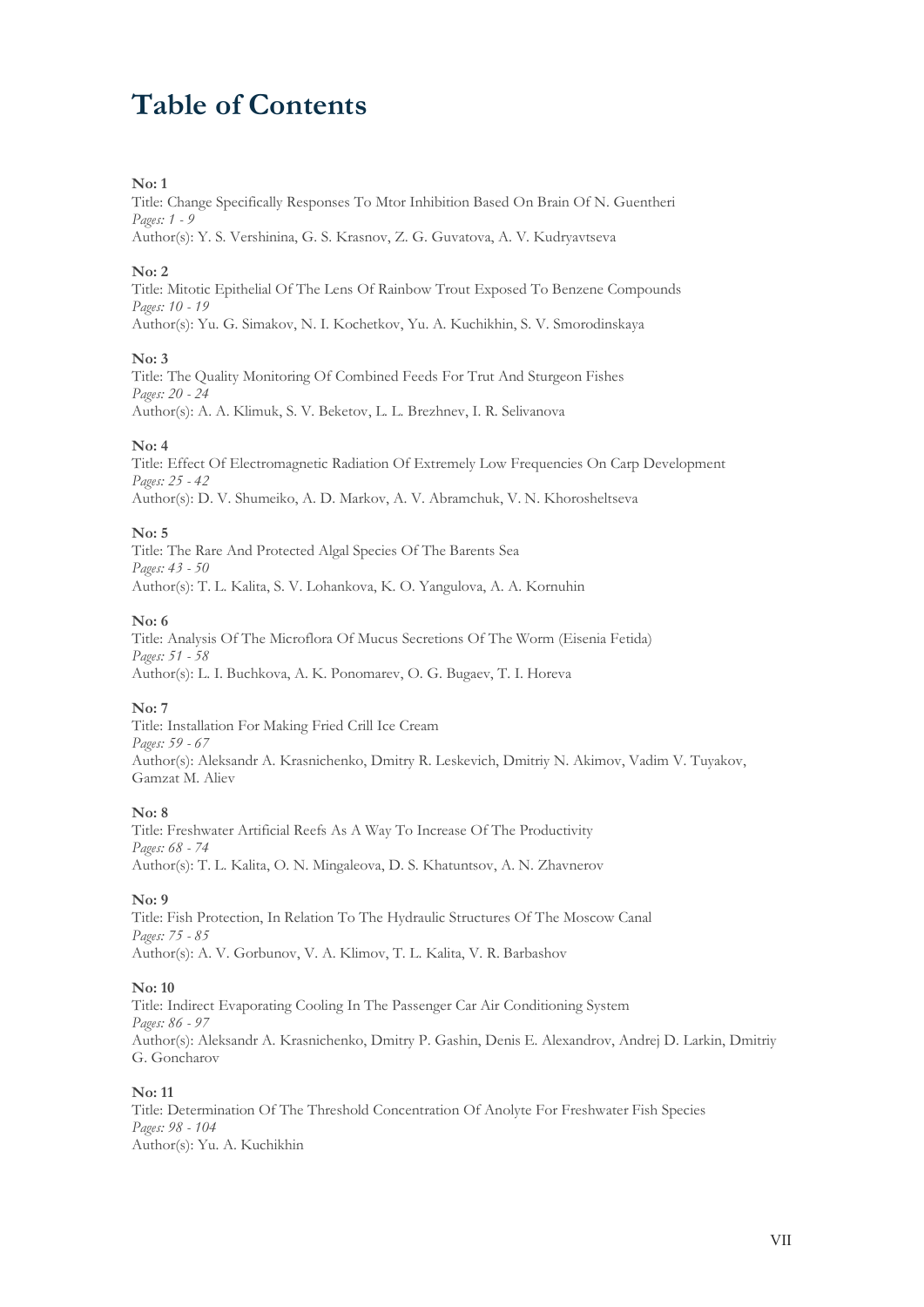# Table of Contents

**No: 1**
Title: Change Specifically Responses To Mtor Inhibition Based On Brain Of N. Guentheri
*Pages: 1 - 9*
Author(s): Y. S. Vershinina, G. S. Krasnov, Z. G. Guvatova, A. V. Kudryavtseva

**No: 2**
Title: Mitotic Epithelial Of The Lens Of Rainbow Trout Exposed To Benzene Compounds
*Pages: 10 - 19*
Author(s): Yu. G. Simakov, N. I. Kochetkov, Yu. A. Kuchikhin, S. V. Smorodinskaya

**No: 3**
Title: The Quality Monitoring Of Combined Feeds For Trut And Sturgeon Fishes
*Pages: 20 - 24*
Author(s): A. A. Klimuk, S. V. Beketov, L. L. Brezhnev, I. R. Selivanova

**No: 4**
Title: Effect Of Electromagnetic Radiation Of Extremely Low Frequencies On Carp Development
*Pages: 25 - 42*
Author(s): D. V. Shumeiko, A. D. Markov, A. V. Abramchuk, V. N. Khorosheltseva

**No: 5**
Title: The Rare And Protected Algal Species Of The Barents Sea
*Pages: 43 - 50*
Author(s): T. L. Kalita, S. V. Lohankova, K. O. Yangulova, A. A. Kornuhin

**No: 6**
Title: Analysis Of The Microflora Of Mucus Secretions Of The Worm (Eisenia Fetida)
*Pages: 51 - 58*
Author(s): L. I. Buchkova, A. K. Ponomarev, O. G. Bugaev, T. I. Horeva

**No: 7**
Title: Installation For Making Fried Crill Ice Cream
*Pages: 59 - 67*
Author(s): Aleksandr A. Krasnichenko, Dmitry R. Leskevich, Dmitriy N. Akimov, Vadim V. Tuyakov, Gamzat M. Aliev

**No: 8**
Title: Freshwater Artificial Reefs As A Way To Increase Of The Productivity
*Pages: 68 - 74*
Author(s): T. L. Kalita, O. N. Mingaleova, D. S. Khatuntsov, A. N. Zhavnerov

**No: 9**
Title: Fish Protection, In Relation To The Hydraulic Structures Of The Moscow Canal
*Pages: 75 - 85*
Author(s): A. V. Gorbunov, V. A. Klimov, T. L. Kalita, V. R. Barbashov

**No: 10**
Title: Indirect Evaporating Cooling In The Passenger Car Air Conditioning System
*Pages: 86 - 97*
Author(s): Aleksandr A. Krasnichenko, Dmitry P. Gashin, Denis E. Alexandrov, Andrej D. Larkin, Dmitriy G. Goncharov

**No: 11**
Title: Determination Of The Threshold Concentration Of Anolyte For Freshwater Fish Species
*Pages: 98 - 104*
Author(s): Yu. A. Kuchikhin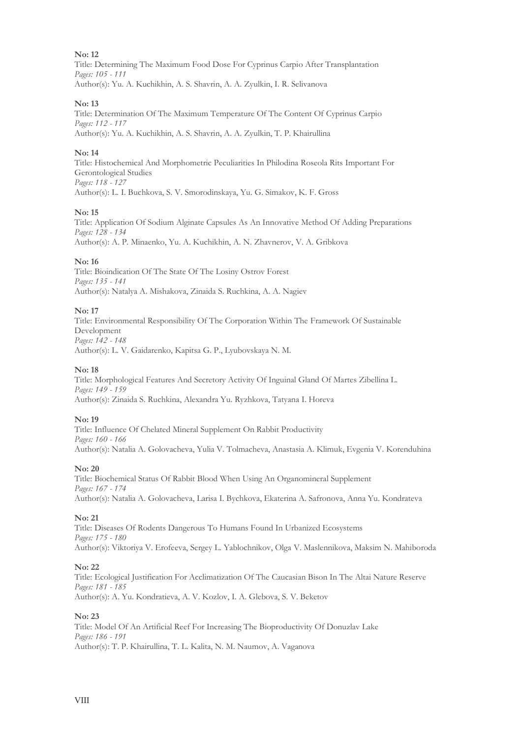**No: 12**
Title: Determining The Maximum Food Dose For Cyprinus Carpio After Transplantation
*Pages: 105 - 111*
Author(s): Yu. A. Kuchikhin, A. S. Shavrin, A. A. Zyulkin, I. R. Selivanova

**No: 13**
Title: Determination Of The Maximum Temperature Of The Content Of Cyprinus Carpio
*Pages: 112 - 117*
Author(s): Yu. A. Kuchikhin, A. S. Shavrin, A. A. Zyulkin, T. P. Khairullina

**No: 14**
Title: Histochemical And Morphometric Peculiarities In Philodina Roseola Rits Important For Gerontological Studies
*Pages: 118 - 127*
Author(s): L. I. Buchkova, S. V. Smorodinskaya, Yu. G. Simakov, K. F. Gross

**No: 15**
Title: Application Of Sodium Alginate Capsules As An Innovative Method Of Adding Preparations
*Pages: 128 - 134*
Author(s): A. P. Minaenko, Yu. A. Kuchikhin, A. N. Zhavnerov, V. A. Gribkova

**No: 16**
Title: Bioindication Of The State Of The Losiny Ostrov Forest
*Pages: 135 - 141*
Author(s): Natalya A. Mishakova, Zinaida S. Ruchkina, A. A. Nagiev

**No: 17**
Title: Environmental Responsibility Of The Corporation Within The Framework Of Sustainable Development
*Pages: 142 - 148*
Author(s): L. V. Gaidarenko, Kapitsa G. P., Lyubovskaya N. M.

**No: 18**
Title: Morphological Features And Secretory Activity Of Inguinal Gland Of Martes Zibellina L.
*Pages: 149 - 159*
Author(s): Zinaida S. Ruchkina, Alexandra Yu. Ryzhkova, Tatyana I. Horeva

**No: 19**
Title: Influence Of Chelated Mineral Supplement On Rabbit Productivity
*Pages: 160 - 166*
Author(s): Natalia A. Golovacheva, Yulia V. Tolmacheva, Anastasia A. Klimuk, Evgenia V. Korenduhina

**No: 20**
Title: Biochemical Status Of Rabbit Blood When Using An Organomineral Supplement
*Pages: 167 - 174*
Author(s): Natalia A. Golovacheva, Larisa I. Bychkova, Ekaterina A. Safronova, Anna Yu. Kondrateva

**No: 21**
Title: Diseases Of Rodents Dangerous To Humans Found In Urbanized Ecosystems
*Pages: 175 - 180*
Author(s): Viktoriya V. Erofeeva, Sergey L. Yablochnikov, Olga V. Maslennikova, Maksim N. Mahiboroda

**No: 22**
Title: Ecological Justification For Acclimatization Of The Caucasian Bison In The Altai Nature Reserve
*Pages: 181 - 185*
Author(s): A. Yu. Kondratieva, A. V. Kozlov, I. A. Glebova, S. V. Beketov

**No: 23**
Title: Model Of An Artificial Reef For Increasing The Bioproductivity Of Donuzlav Lake
*Pages: 186 - 191*
Author(s): T. P. Khairullina, T. L. Kalita, N. M. Naumov, A. Vaganova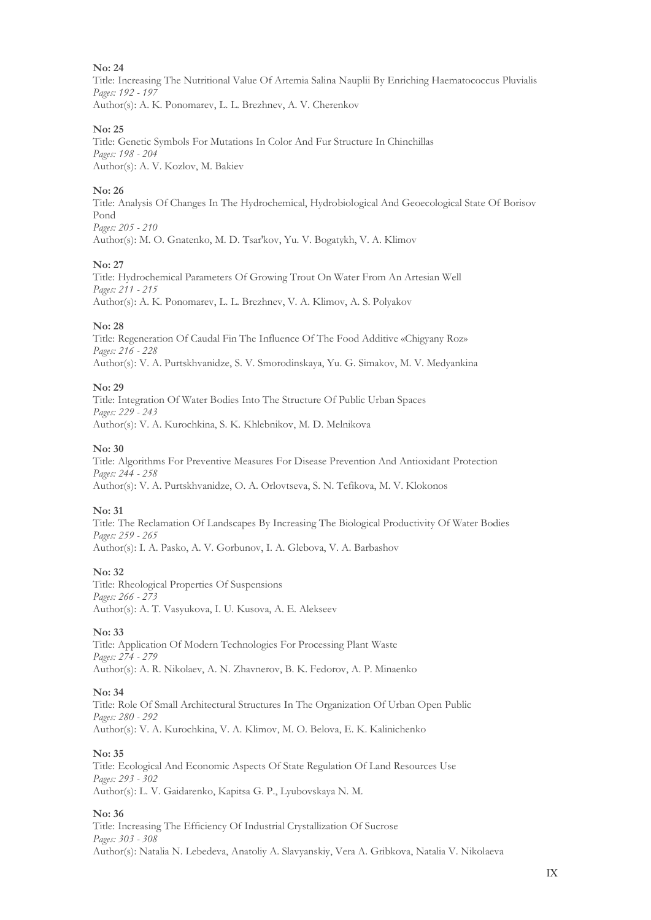**No: 24**

Title: Increasing The Nutritional Value Of Artemia Salina Nauplii By Enriching Haematococcus Pluvialis

*Pages: 192 - 197*

Author(s): A. K. Ponomarev, L. L. Brezhnev, A. V. Cherenkov

**No: 25**

Title: Genetic Symbols For Mutations In Color And Fur Structure In Chinchillas

*Pages: 198 - 204*

Author(s): A. V. Kozlov, M. Bakiev

**No: 26**

Title: Analysis Of Changes In The Hydrochemical, Hydrobiological And Geoecological State Of Borisov Pond

*Pages: 205 - 210*

Author(s): M. O. Gnatenko, M. D. Tsar'kov, Yu. V. Bogatykh, V. A. Klimov

**No: 27**

Title: Hydrochemical Parameters Of Growing Trout On Water From An Artesian Well

*Pages: 211 - 215*

Author(s): A. K. Ponomarev, L. L. Brezhnev, V. A. Klimov, A. S. Polyakov

**No: 28**

Title: Regeneration Of Caudal Fin The Influence Of The Food Additive «Chigyany Roz»

*Pages: 216 - 228*

Author(s): V. A. Purtskhvanidze, S. V. Smorodinskaya, Yu. G. Simakov, M. V. Medyankina

**No: 29**

Title: Integration Of Water Bodies Into The Structure Of Public Urban Spaces

*Pages: 229 - 243*

Author(s): V. A. Kurochkina, S. K. Khlebnikov, M. D. Melnikova

**No: 30**

Title: Algorithms For Preventive Measures For Disease Prevention And Antioxidant Protection

*Pages: 244 - 258*

Author(s): V. A. Purtskhvanidze, O. A. Orlovtseva, S. N. Tefikova, M. V. Klokonos

**No: 31**

Title: The Reclamation Of Landscapes By Increasing The Biological Productivity Of Water Bodies

*Pages: 259 - 265*

Author(s): I. A. Pasko, A. V. Gorbunov, I. A. Glebova, V. A. Barbashov

**No: 32**

Title: Rheological Properties Of Suspensions

*Pages: 266 - 273*

Author(s): A. T. Vasyukova, I. U. Kusova, A. E. Alekseev

**No: 33**

Title: Application Of Modern Technologies For Processing Plant Waste

*Pages: 274 - 279*

Author(s): A. R. Nikolaev, A. N. Zhavnerov, B. K. Fedorov, A. P. Minaenko

**No: 34**

Title: Role Of Small Architectural Structures In The Organization Of Urban Open Public

*Pages: 280 - 292*

Author(s): V. A. Kurochkina, V. A. Klimov, M. O. Belova, E. K. Kalinichenko

**No: 35**

Title: Ecological And Economic Aspects Of State Regulation Of Land Resources Use

*Pages: 293 - 302*

Author(s): L. V. Gaidarenko, Kapitsa G. P., Lyubovskaya N. M.

**No: 36**

Title: Increasing The Efficiency Of Industrial Crystallization Of Sucrose

*Pages: 303 - 308*

Author(s): Natalia N. Lebedeva, Anatoliy A. Slavyanskiy, Vera A. Gribkova, Natalia V. Nikolaeva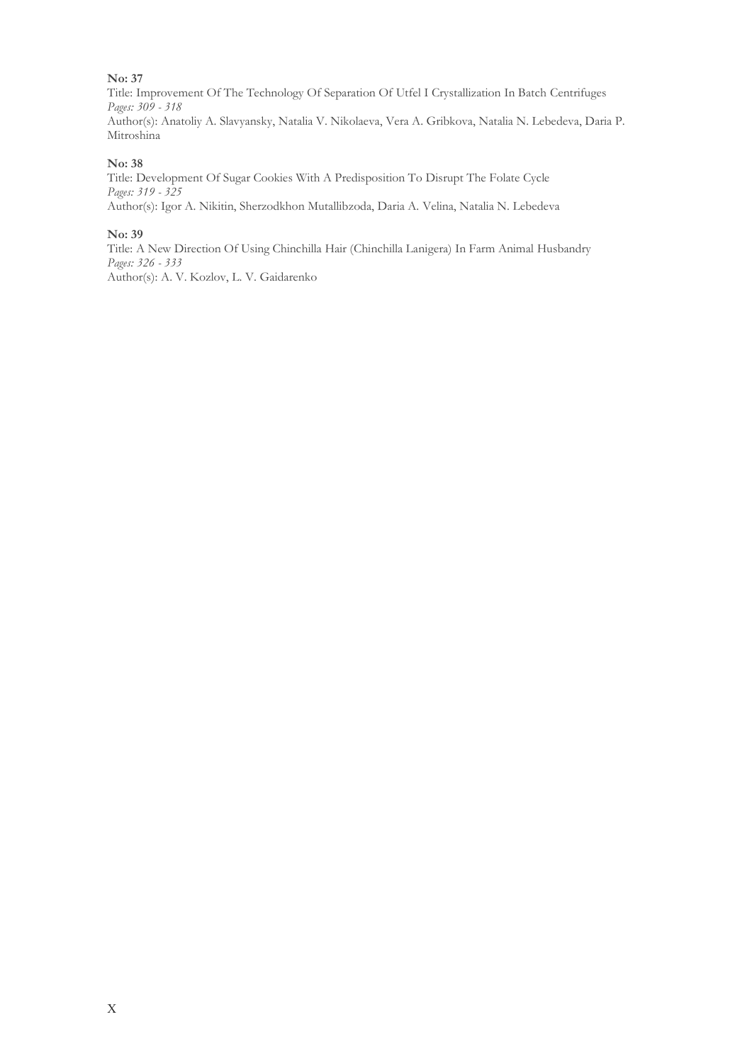**No: 37**

Title: Improvement Of The Technology Of Separation Of Utfel I Crystallization In Batch Centrifuges
*Pages: 309 - 318*
Author(s): Anatoliy A. Slavyansky, Natalia V. Nikolaeva, Vera A. Gribkova, Natalia N. Lebedeva, Daria P. Mitroshina

**No: 38**

Title: Development Of Sugar Cookies With A Predisposition To Disrupt The Folate Cycle
*Pages: 319 - 325*
Author(s): Igor A. Nikitin, Sherzodkhon Mutallibzoda, Daria A. Velina, Natalia N. Lebedeva

**No: 39**

Title: A New Direction Of Using Chinchilla Hair (Chinchilla Lanigera) In Farm Animal Husbandry
*Pages: 326 - 333*
Author(s): A. V. Kozlov, L. V. Gaidarenko